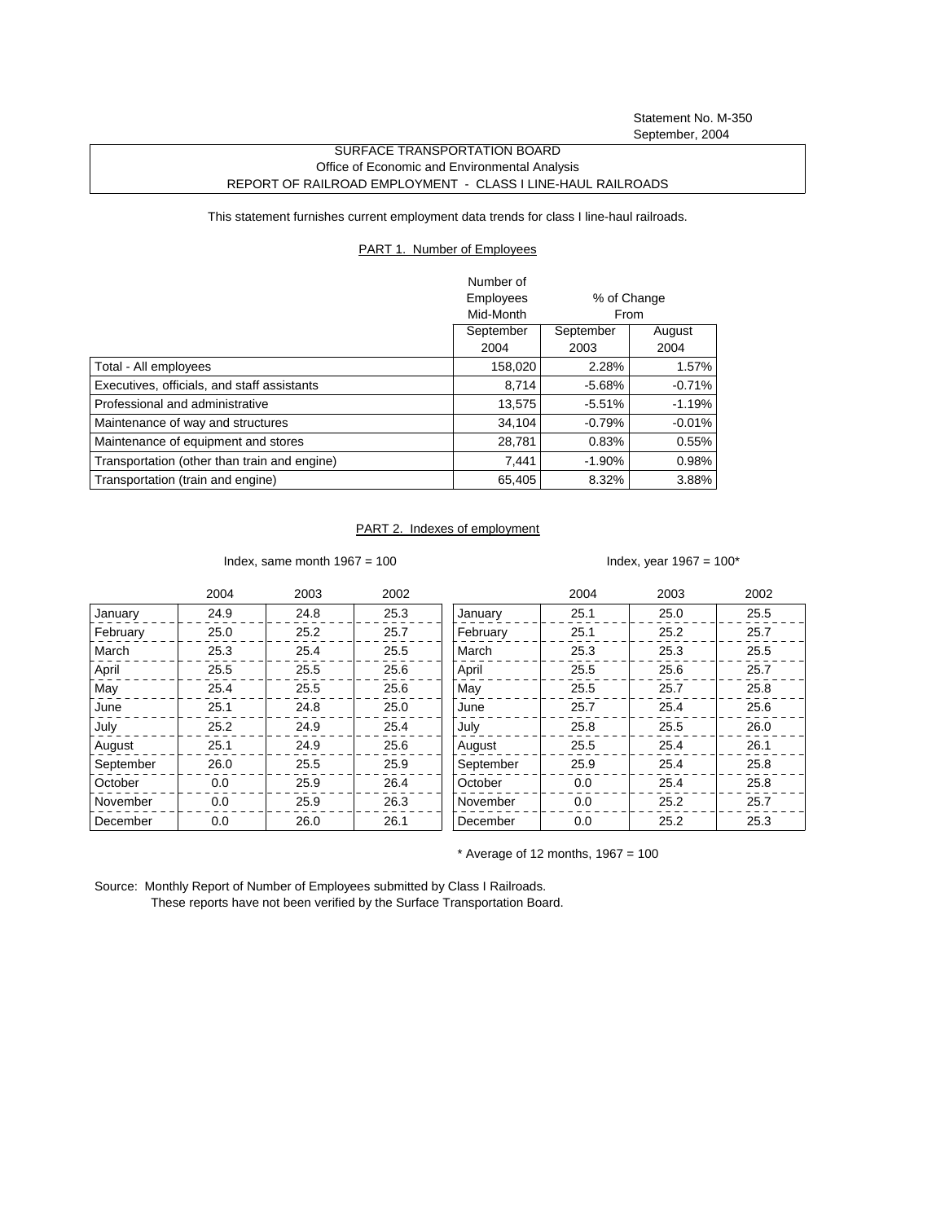Statement No. M-350
September, 2004

# SURFACE TRANSPORTATION BOARD
## Office of Economic and Environmental Analysis
## REPORT OF RAILROAD EMPLOYMENT - CLASS I LINE-HAUL RAILROADS

This statement furnishes current employment data trends for class I line-haul railroads.

### PART 1. Number of Employees

| | Number of Employees Mid-Month | % of Change From | |
|---|---|---|---|
| | September 2004 | September 2003 | August 2004 |
| Total - All employees | 158,020 | 2.28% | 1.57% |
| Executives, officials, and staff assistants | 8,714 | -5.68% | -0.71% |
| Professional and administrative | 13,575 | -5.51% | -1.19% |
| Maintenance of way and structures | 34,104 | -0.79% | -0.01% |
| Maintenance of equipment and stores | 28,781 | 0.83% | 0.55% |
| Transportation (other than train and engine) | 7,441 | -1.90% | 0.98% |
| Transportation (train and engine) | 65,405 | 8.32% | 3.88% |

### PART 2. Indexes of employment

Index, same month 1967 = 100

| | 2004 | 2003 | 2002 |
|---|---|---|---|
| January | 24.9 | 24.8 | 25.3 |
| February | 25.0 | 25.2 | 25.7 |
| March | 25.3 | 25.4 | 25.5 |
| April | 25.5 | 25.5 | 25.6 |
| May | 25.4 | 25.5 | 25.6 |
| June | 25.1 | 24.8 | 25.0 |
| July | 25.2 | 24.9 | 25.4 |
| August | 25.1 | 24.9 | 25.6 |
| September | 26.0 | 25.5 | 25.9 |
| October | 0.0 | 25.9 | 26.4 |
| November | 0.0 | 25.9 | 26.3 |
| December | 0.0 | 26.0 | 26.1 |

Index, year 1967 = 100*

| | 2004 | 2003 | 2002 |
|---|---|---|---|
| January | 25.1 | 25.0 | 25.5 |
| February | 25.1 | 25.2 | 25.7 |
| March | 25.3 | 25.3 | 25.5 |
| April | 25.5 | 25.6 | 25.7 |
| May | 25.5 | 25.7 | 25.8 |
| June | 25.7 | 25.4 | 25.6 |
| July | 25.8 | 25.5 | 26.0 |
| August | 25.5 | 25.4 | 26.1 |
| September | 25.9 | 25.4 | 25.8 |
| October | 0.0 | 25.4 | 25.8 |
| November | 0.0 | 25.2 | 25.7 |
| December | 0.0 | 25.2 | 25.3 |

* Average of 12 months, 1967 = 100

Source: Monthly Report of Number of Employees submitted by Class I Railroads.
These reports have not been verified by the Surface Transportation Board.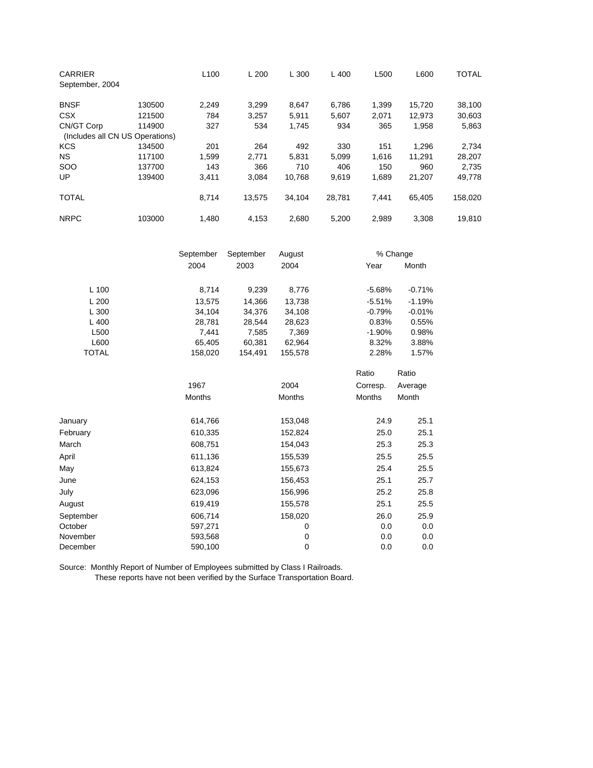| CARRIER<br>September, 2004 | | L100 | L 200 | L 300 | L 400 | L500 | L600 | TOTAL |
|---|---|---|---|---|---|---|---|---|
| BNSF | 130500 | 2,249 | 3,299 | 8,647 | 6,786 | 1,399 | 15,720 | 38,100 |
| CSX | 121500 | 784 | 3,257 | 5,911 | 5,607 | 2,071 | 12,973 | 30,603 |
| CN/GT Corp<br>(Includes all CN US Operations) | 114900 | 327 | 534 | 1,745 | 934 | 365 | 1,958 | 5,863 |
| KCS | 134500 | 201 | 264 | 492 | 330 | 151 | 1,296 | 2,734 |
| NS | 117100 | 1,599 | 2,771 | 5,831 | 5,099 | 1,616 | 11,291 | 28,207 |
| SOO | 137700 | 143 | 366 | 710 | 406 | 150 | 960 | 2,735 |
| UP | 139400 | 3,411 | 3,084 | 10,768 | 9,619 | 1,689 | 21,207 | 49,778 |
| TOTAL | | 8,714 | 13,575 | 34,104 | 28,781 | 7,441 | 65,405 | 158,020 |
| NRPC | 103000 | 1,480 | 4,153 | 2,680 | 5,200 | 2,989 | 3,308 | 19,810 |

| | September 2004 | September 2003 | August 2004 | % Change Year | % Change Month |
|---|---|---|---|---|---|
| L 100 | 8,714 | 9,239 | 8,776 | -5.68% | -0.71% |
| L 200 | 13,575 | 14,366 | 13,738 | -5.51% | -1.19% |
| L 300 | 34,104 | 34,376 | 34,108 | -0.79% | -0.01% |
| L 400 | 28,781 | 28,544 | 28,623 | 0.83% | 0.55% |
| L500 | 7,441 | 7,585 | 7,369 | -1.90% | 0.98% |
| L600 | 65,405 | 60,381 | 62,964 | 8.32% | 3.88% |
| TOTAL | 158,020 | 154,491 | 155,578 | 2.28% | 1.57% |

| | 1967 Months | 2004 Months | Ratio Corresp. Months | Ratio Average Month |
|---|---|---|---|---|
| January | 614,766 | 153,048 | 24.9 | 25.1 |
| February | 610,335 | 152,824 | 25.0 | 25.1 |
| March | 608,751 | 154,043 | 25.3 | 25.3 |
| April | 611,136 | 155,539 | 25.5 | 25.5 |
| May | 613,824 | 155,673 | 25.4 | 25.5 |
| June | 624,153 | 156,453 | 25.1 | 25.7 |
| July | 623,096 | 156,996 | 25.2 | 25.8 |
| August | 619,419 | 155,578 | 25.1 | 25.5 |
| September | 606,714 | 158,020 | 26.0 | 25.9 |
| October | 597,271 | 0 | 0.0 | 0.0 |
| November | 593,568 | 0 | 0.0 | 0.0 |
| December | 590,100 | 0 | 0.0 | 0.0 |

Source: Monthly Report of Number of Employees submitted by Class I Railroads.
These reports have not been verified by the Surface Transportation Board.